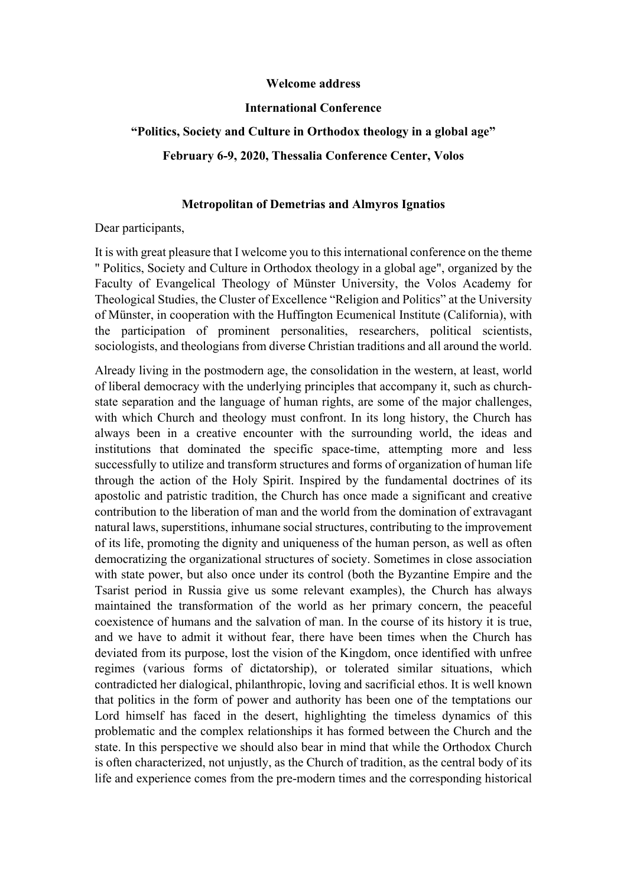**Welcome address**

**International Conference**

**"Politics, Society and Culture in Orthodox theology in a global age"**

**February 6-9, 2020, Thessalia Conference Center, Volos**

**Metropolitan of Demetrias and Almyros Ignatios**

Dear participants,

It is with great pleasure that I welcome you to this international conference on the theme " Politics, Society and Culture in Orthodox theology in a global age", organized by the Faculty of Evangelical Theology of Münster University, the Volos Academy for Theological Studies, the Cluster of Excellence "Religion and Politics" at the University of Münster, in cooperation with the Huffington Ecumenical Institute (California), with the participation of prominent personalities, researchers, political scientists, sociologists, and theologians from diverse Christian traditions and all around the world.

Already living in the postmodern age, the consolidation in the western, at least, world of liberal democracy with the underlying principles that accompany it, such as church-state separation and the language of human rights, are some of the major challenges, with which Church and theology must confront. In its long history, the Church has always been in a creative encounter with the surrounding world, the ideas and institutions that dominated the specific space-time, attempting more and less successfully to utilize and transform structures and forms of organization of human life through the action of the Holy Spirit. Inspired by the fundamental doctrines of its apostolic and patristic tradition, the Church has once made a significant and creative contribution to the liberation of man and the world from the domination of extravagant natural laws, superstitions, inhumane social structures, contributing to the improvement of its life, promoting the dignity and uniqueness of the human person, as well as often democratizing the organizational structures of society. Sometimes in close association with state power, but also once under its control (both the Byzantine Empire and the Tsarist period in Russia give us some relevant examples), the Church has always maintained the transformation of the world as her primary concern, the peaceful coexistence of humans and the salvation of man. In the course of its history it is true, and we have to admit it without fear, there have been times when the Church has deviated from its purpose, lost the vision of the Kingdom, once identified with unfree regimes (various forms of dictatorship), or tolerated similar situations, which contradicted her dialogical, philanthropic, loving and sacrificial ethos. It is well known that politics in the form of power and authority has been one of the temptations our Lord himself has faced in the desert, highlighting the timeless dynamics of this problematic and the complex relationships it has formed between the Church and the state. In this perspective we should also bear in mind that while the Orthodox Church is often characterized, not unjustly, as the Church of tradition, as the central body of its life and experience comes from the pre-modern times and the corresponding historical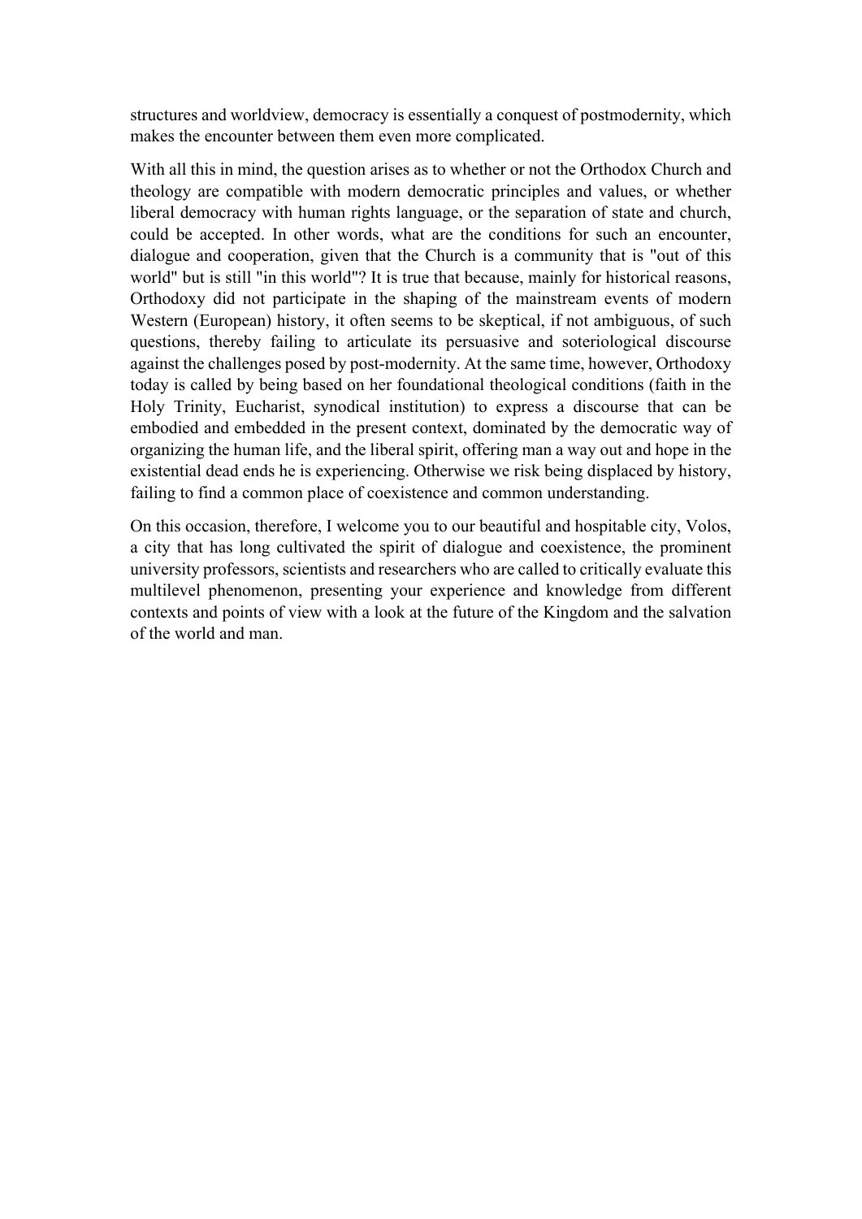structures and worldview, democracy is essentially a conquest of postmodernity, which makes the encounter between them even more complicated.

With all this in mind, the question arises as to whether or not the Orthodox Church and theology are compatible with modern democratic principles and values, or whether liberal democracy with human rights language, or the separation of state and church, could be accepted. In other words, what are the conditions for such an encounter, dialogue and cooperation, given that the Church is a community that is "out of this world" but is still "in this world"? It is true that because, mainly for historical reasons, Orthodoxy did not participate in the shaping of the mainstream events of modern Western (European) history, it often seems to be skeptical, if not ambiguous, of such questions, thereby failing to articulate its persuasive and soteriological discourse against the challenges posed by post-modernity. At the same time, however, Orthodoxy today is called by being based on her foundational theological conditions (faith in the Holy Trinity, Eucharist, synodical institution) to express a discourse that can be embodied and embedded in the present context, dominated by the democratic way of organizing the human life, and the liberal spirit, offering man a way out and hope in the existential dead ends he is experiencing. Otherwise we risk being displaced by history, failing to find a common place of coexistence and common understanding.

On this occasion, therefore, I welcome you to our beautiful and hospitable city, Volos, a city that has long cultivated the spirit of dialogue and coexistence, the prominent university professors, scientists and researchers who are called to critically evaluate this multilevel phenomenon, presenting your experience and knowledge from different contexts and points of view with a look at the future of the Kingdom and the salvation of the world and man.